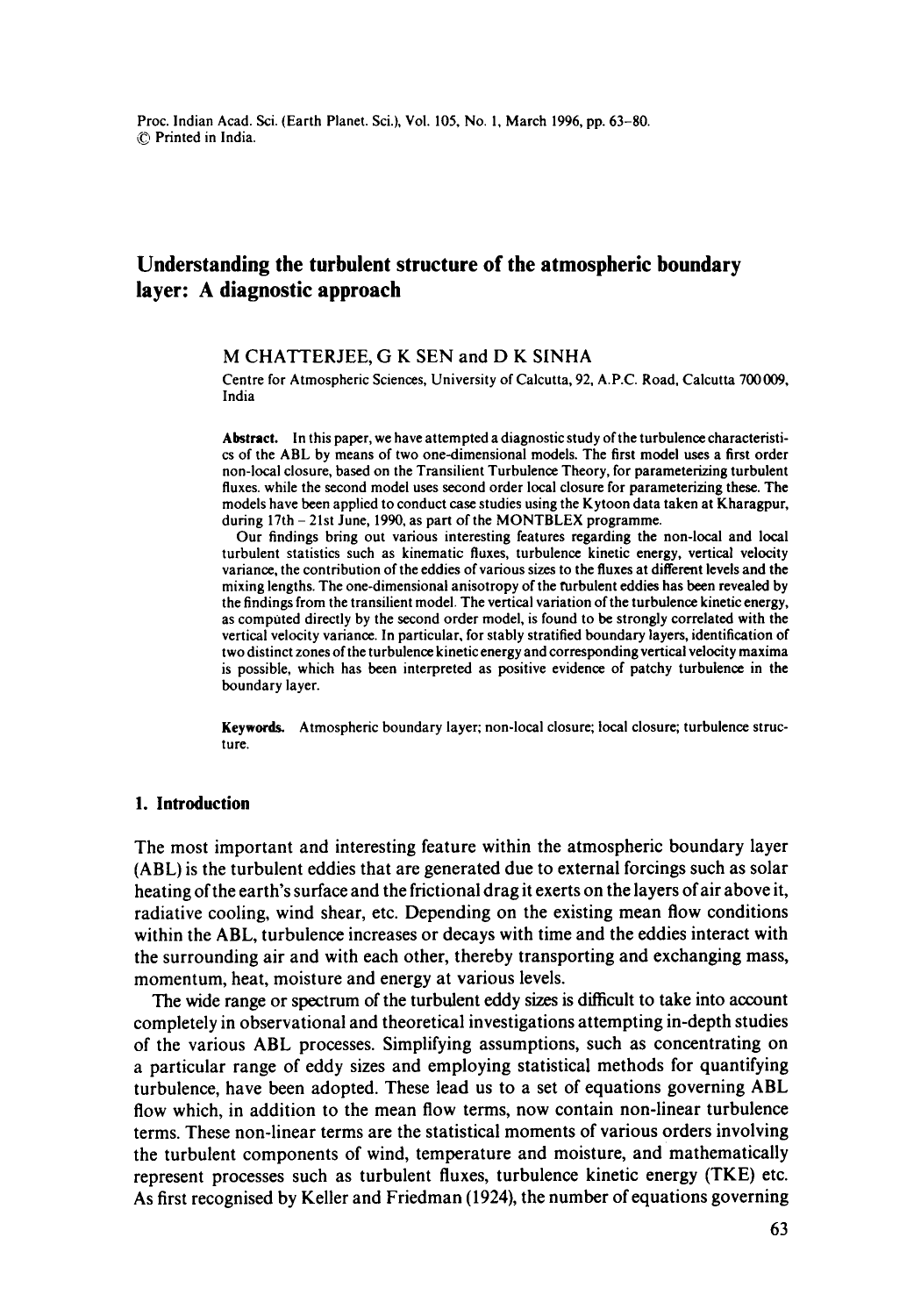# Understanding the turbulent structure of the atmospheric boundary layer: A diagnostic approach

M CHATTERJEE, G K SEN and D K SINHA

Centre for Atmospheric Sciences, University of Calcutta, 92, A.P.C. Road, Calcutta 700009, India

**Abstract.** In this paper, we have attempted a diagnostic study of the turbulence characteristics of the ABL by means of two one-dimensional models. The first model uses a first order non-local closure, based on the Transilient Turbulence Theory, for parameterizing turbulent fluxes. while the second model uses second order local closure for parameterizing these. The models have been applied to conduct case studies using the Kytoon data taken at Kharagpur, during 17th – 21st June, 1990, as part of the MONTBLEX programme.

Our findings bring out various interesting features regarding the non-local and local turbulent statistics such as kinematic fluxes, turbulence kinetic energy, vertical velocity variance, the contribution of the eddies of various sizes to the fluxes at different levels and the mixing lengths. The one-dimensional anisotropy of the turbulent eddies has been revealed by the findings from the transilient model. The vertical variation of the turbulence kinetic energy, as computed directly by the second order model, is found to be strongly correlated with the vertical velocity variance. In particular, for stably stratified boundary layers, identification of two distinct zones of the turbulence kinetic energy and corresponding vertical velocity maxima is possible, which has been interpreted as positive evidence of patchy turbulence in the boundary layer.

**Keywords.** Atmospheric boundary layer; non-local closure; local closure; turbulence structure.

## 1. Introduction

The most important and interesting feature within the atmospheric boundary layer (ABL) is the turbulent eddies that are generated due to external forcings such as solar heating of the earth's surface and the frictional drag it exerts on the layers of air above it, radiative cooling, wind shear, etc. Depending on the existing mean flow conditions within the ABL, turbulence increases or decays with time and the eddies interact with the surrounding air and with each other, thereby transporting and exchanging mass, momentum, heat, moisture and energy at various levels.

The wide range or spectrum of the turbulent eddy sizes is difficult to take into account completely in observational and theoretical investigations attempting in-depth studies of the various ABL processes. Simplifying assumptions, such as concentrating on a particular range of eddy sizes and employing statistical methods for quantifying turbulence, have been adopted. These lead us to a set of equations governing ABL flow which, in addition to the mean flow terms, now contain non-linear turbulence terms. These non-linear terms are the statistical moments of various orders involving the turbulent components of wind, temperature and moisture, and mathematically represent processes such as turbulent fluxes, turbulence kinetic energy (TKE) etc. As first recognised by Keller and Friedman (1924), the number of equations governing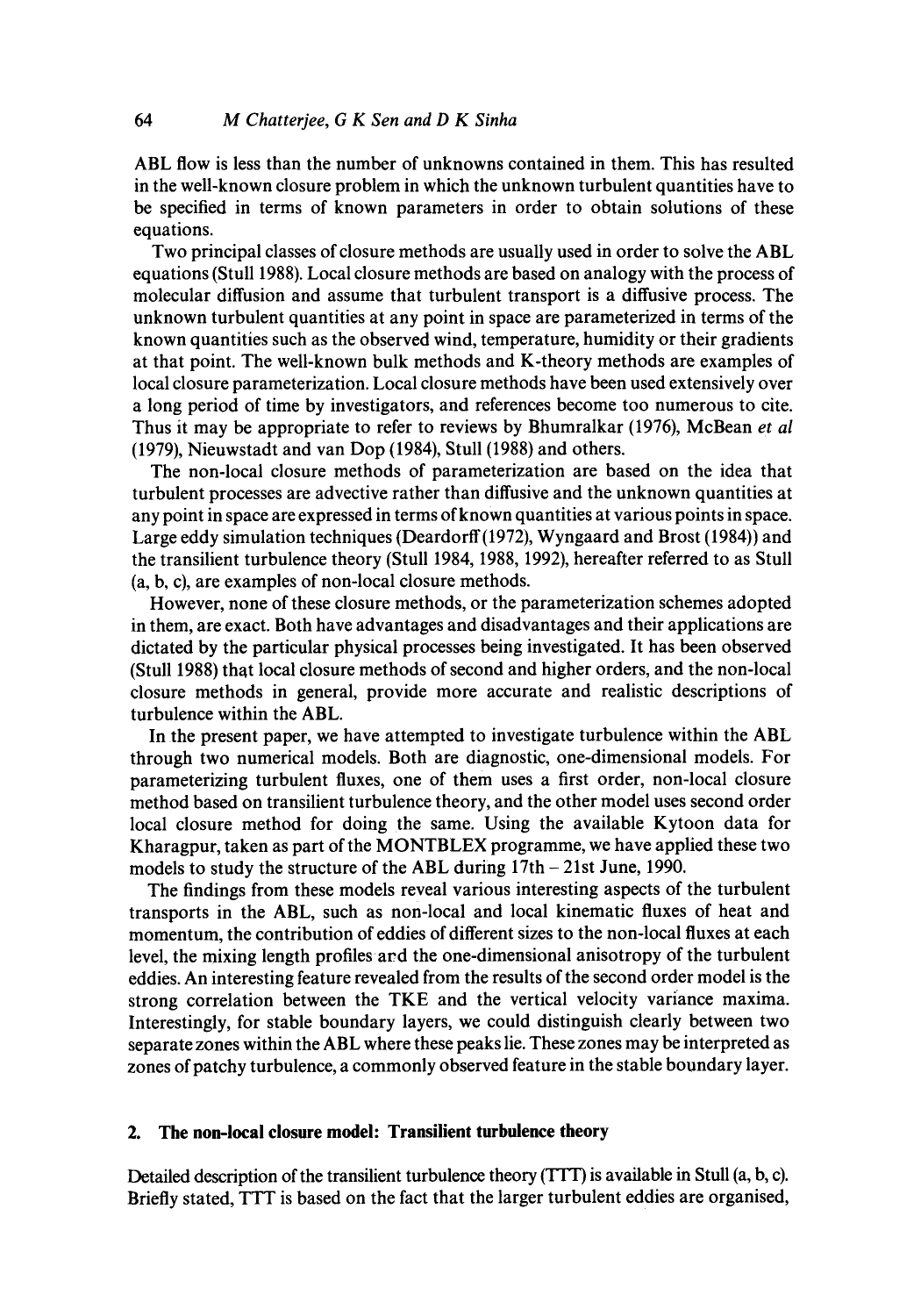ABL flow is less than the number of unknowns contained in them. This has resulted in the well-known closure problem in which the unknown turbulent quantities have to be specified in terms of known parameters in order to obtain solutions of these equations.

Two principal classes of closure methods are usually used in order to solve the ABL equations (Stull 1988). Local closure methods are based on analogy with the process of molecular diffusion and assume that turbulent transport is a diffusive process. The unknown turbulent quantities at any point in space are parameterized in terms of the known quantities such as the observed wind, temperature, humidity or their gradients at that point. The well-known bulk methods and K-theory methods are examples of local closure parameterization. Local closure methods have been used extensively over a long period of time by investigators, and references become too numerous to cite. Thus it may be appropriate to refer to reviews by Bhumralkar (1976), McBean *et al* (1979), Nieuwstadt and van Dop (1984), Stull (1988) and others.

The non-local closure methods of parameterization are based on the idea that turbulent processes are advective rather than diffusive and the unknown quantities at any point in space are expressed in terms of known quantities at various points in space. Large eddy simulation techniques (Deardorff (1972), Wyngaard and Brost (1984)) and the transilient turbulence theory (Stull 1984, 1988, 1992), hereafter referred to as Stull (a, b, c), are examples of non-local closure methods.

However, none of these closure methods, or the parameterization schemes adopted in them, are exact. Both have advantages and disadvantages and their applications are dictated by the particular physical processes being investigated. It has been observed (Stull 1988) that local closure methods of second and higher orders, and the non-local closure methods in general, provide more accurate and realistic descriptions of turbulence within the ABL.

In the present paper, we have attempted to investigate turbulence within the ABL through two numerical models. Both are diagnostic, one-dimensional models. For parameterizing turbulent fluxes, one of them uses a first order, non-local closure method based on transilient turbulence theory, and the other model uses second order local closure method for doing the same. Using the available Kytoon data for Kharagpur, taken as part of the MONTBLEX programme, we have applied these two models to study the structure of the ABL during 17th – 21st June, 1990.

The findings from these models reveal various interesting aspects of the turbulent transports in the ABL, such as non-local and local kinematic fluxes of heat and momentum, the contribution of eddies of different sizes to the non-local fluxes at each level, the mixing length profiles and the one-dimensional anisotropy of the turbulent eddies. An interesting feature revealed from the results of the second order model is the strong correlation between the TKE and the vertical velocity variance maxima. Interestingly, for stable boundary layers, we could distinguish clearly between two separate zones within the ABL where these peaks lie. These zones may be interpreted as zones of patchy turbulence, a commonly observed feature in the stable boundary layer.

## 2. The non-local closure model: Transilient turbulence theory

Detailed description of the transilient turbulence theory (TTT) is available in Stull (a, b, c). Briefly stated, TTT is based on the fact that the larger turbulent eddies are organised,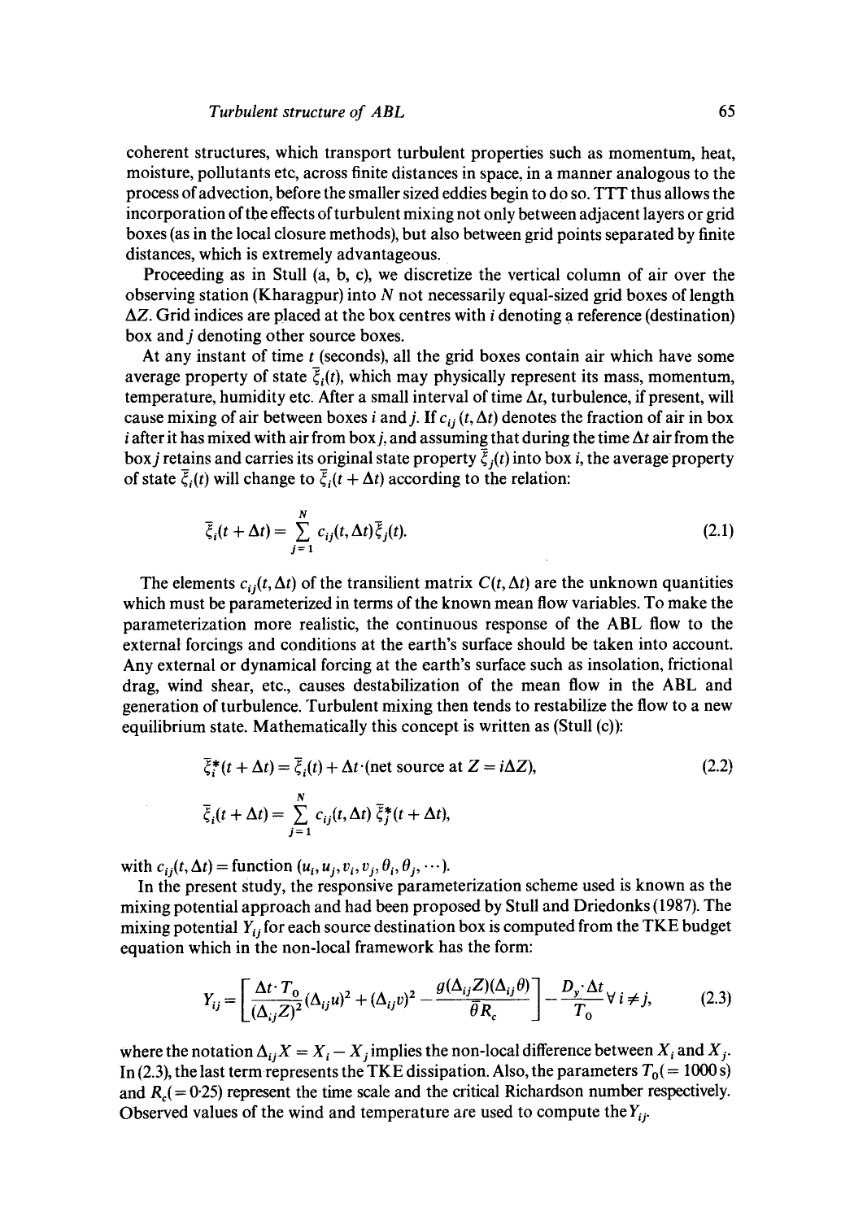coherent structures, which transport turbulent properties such as momentum, heat, moisture, pollutants etc, across finite distances in space, in a manner analogous to the process of advection, before the smaller sized eddies begin to do so. TTT thus allows the incorporation of the effects of turbulent mixing not only between adjacent layers or grid boxes (as in the local closure methods), but also between grid points separated by finite distances, which is extremely advantageous.

Proceeding as in Stull (a, b, c), we discretize the vertical column of air over the observing station (Kharagpur) into $N$ not necessarily equal-sized grid boxes of length $\Delta Z$. Grid indices are placed at the box centres with $i$ denoting a reference (destination) box and $j$ denoting other source boxes.

At any instant of time $t$ (seconds), all the grid boxes contain air which have some average property of state $\bar{\xi}_i(t)$, which may physically represent its mass, momentum, temperature, humidity etc. After a small interval of time $\Delta t$, turbulence, if present, will cause mixing of air between boxes $i$ and $j$. If $c_{ij}(t, \Delta t)$ denotes the fraction of air in box $i$ after it has mixed with air from box $j$, and assuming that during the time $\Delta t$ air from the box $j$ retains and carries its original state property $\bar{\xi}_j(t)$ into box $i$, the average property of state $\bar{\xi}_i(t)$ will change to $\bar{\xi}_i(t + \Delta t)$ according to the relation:

$$\bar{\xi}_i(t + \Delta t) = \sum_{j=1}^{N} c_{ij}(t, \Delta t)\bar{\xi}_j(t). \tag{2.1}$$

The elements $c_{ij}(t, \Delta t)$ of the transilient matrix $C(t, \Delta t)$ are the unknown quantities which must be parameterized in terms of the known mean flow variables. To make the parameterization more realistic, the continuous response of the ABL flow to the external forcings and conditions at the earth's surface should be taken into account. Any external or dynamical forcing at the earth's surface such as insolation, frictional drag, wind shear, etc., causes destabilization of the mean flow in the ABL and generation of turbulence. Turbulent mixing then tends to restabilize the flow to a new equilibrium state. Mathematically this concept is written as (Stull (c)):

$$\bar{\xi}_i^*(t + \Delta t) = \bar{\xi}_i(t) + \Delta t \cdot (\text{net source at } Z = i\Delta Z), \tag{2.2}$$

$$\bar{\xi}_i(t + \Delta t) = \sum_{j=1}^{N} c_{ij}(t, \Delta t)\, \bar{\xi}_j^*(t + \Delta t),$$

with $c_{ij}(t, \Delta t) = \text{function}\,(u_i, u_j, v_i, v_j, \theta_i, \theta_j, \cdots)$.

In the present study, the responsive parameterization scheme used is known as the mixing potential approach and had been proposed by Stull and Driedonks (1987). The mixing potential $Y_{ij}$ for each source destination box is computed from the TKE budget equation which in the non-local framework has the form:

$$Y_{ij} = \left[\frac{\Delta t \cdot T_0}{(\Delta_{ij}Z)^2}(\Delta_{ij}u)^2 + (\Delta_{ij}v)^2 - \frac{g(\Delta_{ij}Z)(\Delta_{ij}\theta)}{\bar{\theta} R_c}\right] - \frac{D_y \cdot \Delta t}{T_0} \forall\, i \neq j, \tag{2.3}$$

where the notation $\Delta_{ij}X = X_i - X_j$ implies the non-local difference between $X_i$ and $X_j$. In (2.3), the last term represents the TKE dissipation. Also, the parameters $T_0 (= 1000\,\text{s})$ and $R_c (= 0{\cdot}25)$ represent the time scale and the critical Richardson number respectively. Observed values of the wind and temperature are used to compute the $Y_{ij}$.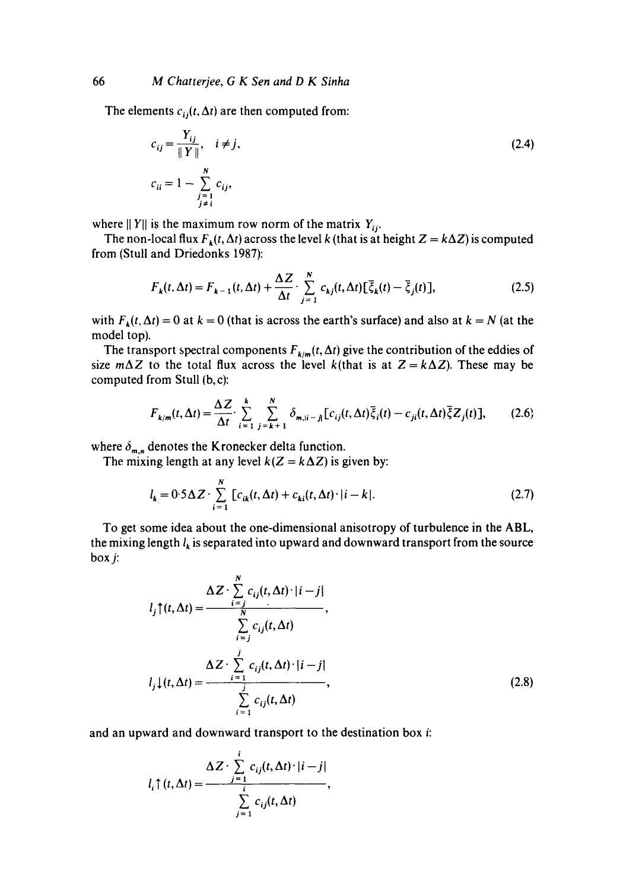The elements $c_{ij}(t, \Delta t)$ are then computed from:

$$c_{ij} = \frac{Y_{ij}}{\| Y \|}, \quad i \neq j, \tag{2.4}$$

$$c_{ii} = 1 - \sum_{\substack{j=1 \\ j \neq i}}^{N} c_{ij},$$

where $\| Y \|$ is the maximum row norm of the matrix $Y_{ij}$.

The non-local flux $F_k(t, \Delta t)$ across the level $k$ (that is at height $Z = k\Delta Z$) is computed from (Stull and Driedonks 1987):

$$F_k(t, \Delta t) = F_{k-1}(t, \Delta t) + \frac{\Delta Z}{\Delta t} \cdot \sum_{j=1}^{N} c_{kj}(t, \Delta t)[\bar{\xi}_k(t) - \bar{\xi}_j(t)], \tag{2.5}$$

with $F_k(t, \Delta t) = 0$ at $k = 0$ (that is across the earth's surface) and also at $k = N$ (at the model top).

The transport spectral components $F_{k/m}(t, \Delta t)$ give the contribution of the eddies of size $m\Delta Z$ to the total flux across the level $k$(that is at $Z = k\Delta Z$). These may be computed from Stull (b, c):

$$F_{k/m}(t, \Delta t) = \frac{\Delta Z}{\Delta t} \cdot \sum_{i=1}^{k} \sum_{j=k+1}^{N} \delta_{m,|i-j|}[c_{ij}(t, \Delta t)\bar{\xi}_i(t) - c_{ji}(t, \Delta t)\bar{\xi}Z_j(t)], \tag{2.6}$$

where $\delta_{m,n}$ denotes the Kronecker delta function.

The mixing length at any level $k(Z = k\Delta Z)$ is given by:

$$l_k = 0{\cdot}5\Delta Z \cdot \sum_{i=1}^{N} [c_{ik}(t, \Delta t) + c_{ki}(t, \Delta t) \cdot |i - k|. \tag{2.7}$$

To get some idea about the one-dimensional anisotropy of turbulence in the ABL, the mixing length $l_k$ is separated into upward and downward transport from the source box $j$:

$$l_j \uparrow (t, \Delta t) = \frac{\Delta Z \cdot \sum_{i=j}^{N} c_{ij}(t, \Delta t) \cdot |i - j|}{\sum_{i=j}^{N} c_{ij}(t, \Delta t)},$$

$$l_j \downarrow (t, \Delta t) = \frac{\Delta Z \cdot \sum_{i=1}^{j} c_{ij}(t, \Delta t) \cdot |i - j|}{\sum_{i=1}^{j} c_{ij}(t, \Delta t)}, \tag{2.8}$$

and an upward and downward transport to the destination box $i$:

$$l_i \uparrow (t, \Delta t) = \frac{\Delta Z \cdot \sum_{j=1}^{i} c_{ij}(t, \Delta t) \cdot |i - j|}{\sum_{j=1}^{i} c_{ij}(t, \Delta t)},$$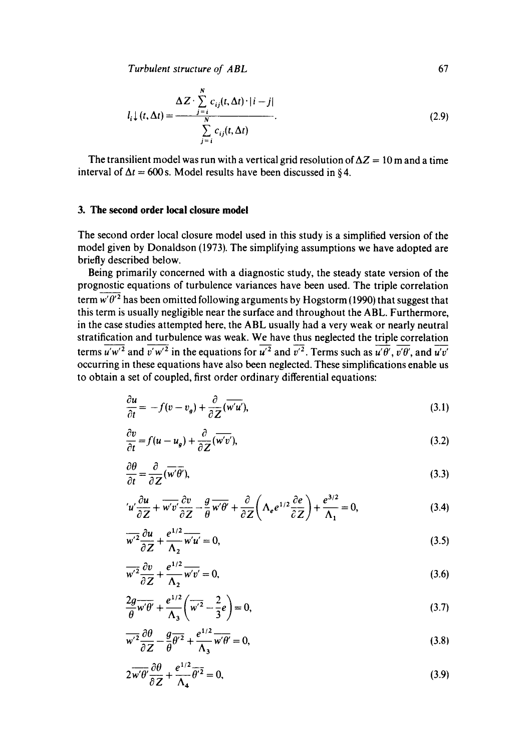$$l_i\downarrow(t,\Delta t) = \frac{\Delta Z \cdot \sum_{j=i}^{N} c_{ij}(t,\Delta t)\cdot |i-j|}{\sum_{j=i}^{N} c_{ij}(t,\Delta t)}. \tag{2.9}$$

The transilient model was run with a vertical grid resolution of $\Delta Z = 10$ m and a time interval of $\Delta t = 600$ s. Model results have been discussed in § 4.

## 3. The second order local closure model

The second order local closure model used in this study is a simplified version of the model given by Donaldson (1973). The simplifying assumptions we have adopted are briefly described below.

Being primarily concerned with a diagnostic study, the steady state version of the prognostic equations of turbulence variances have been used. The triple correlation term $\overline{w'\theta'^2}$ has been omitted following arguments by Hogstorm (1990) that suggest that this term is usually negligible near the surface and throughout the ABL. Furthermore, in the case studies attempted here, the ABL usually had a very weak or nearly neutral stratification and turbulence was weak. We have thus neglected the triple correlation terms $\overline{u'w'^2}$ and $\overline{v'w'^2}$ in the equations for $\overline{u'^2}$ and $\overline{v'^2}$. Terms such as $\overline{u'\theta'}$, $\overline{v'\theta'}$, and $\overline{u'v'}$ occurring in these equations have also been neglected. These simplifications enable us to obtain a set of coupled, first order ordinary differential equations:

$$\frac{\partial u}{\partial t} = -f(v - v_g) + \frac{\partial}{\partial Z}(\overline{w'u'}), \tag{3.1}$$

$$\frac{\partial v}{\partial t} = f(u - u_g) + \frac{\partial}{\partial Z}(\overline{w'v'}), \tag{3.2}$$

$$\frac{\partial \theta}{\partial t} = \frac{\partial}{\partial Z}(\overline{w'\theta'}), \tag{3.3}$$

$$\overline{w'u'}\frac{\partial u}{\partial Z} + \overline{w'v'}\frac{\partial v}{\partial Z} - \frac{g}{\theta}\overline{w'\theta'} + \frac{\partial}{\partial Z}\left(\Lambda_e e^{1/2}\frac{\partial e}{\partial Z}\right) + \frac{e^{3/2}}{\Lambda_1} = 0, \tag{3.4}$$

$$\overline{w'^2}\frac{\partial u}{\partial Z} + \frac{e^{1/2}}{\Lambda_2}\overline{w'u'} = 0, \tag{3.5}$$

$$\overline{w'^2}\frac{\partial v}{\partial Z} + \frac{e^{1/2}}{\Lambda_2}\overline{w'v'} = 0, \tag{3.6}$$

$$\frac{2g}{\theta}\overline{w'\theta'} + \frac{e^{1/2}}{\Lambda_3}\left(\overline{w'^2} - \frac{2}{3}e\right) = 0, \tag{3.7}$$

$$\overline{w'^2}\frac{\partial \theta}{\partial Z} - \frac{g}{\theta}\overline{\theta'^2} + \frac{e^{1/2}}{\Lambda_3}\overline{w'\theta'} = 0, \tag{3.8}$$

$$2\overline{w'\theta'}\frac{\partial \theta}{\partial Z} + \frac{e^{1/2}}{\Lambda_4}\overline{\theta'^2} = 0, \tag{3.9}$$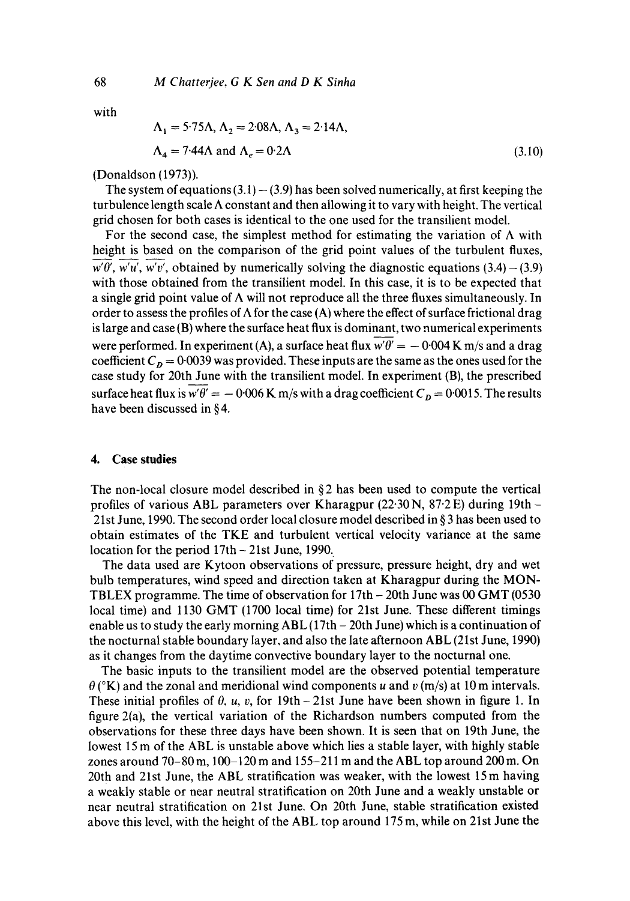with

$$\Lambda_1 = 5{\cdot}75\Lambda,\ \Lambda_2 = 2{\cdot}08\Lambda,\ \Lambda_3 = 2{\cdot}14\Lambda,$$
$$\Lambda_4 = 7{\cdot}44\Lambda \text{ and } \Lambda_e = 0{\cdot}2\Lambda \tag{3.10}$$

(Donaldson (1973)).

The system of equations (3.1) – (3.9) has been solved numerically, at first keeping the turbulence length scale $\Lambda$ constant and then allowing it to vary with height. The vertical grid chosen for both cases is identical to the one used for the transilient model.

For the second case, the simplest method for estimating the variation of $\Lambda$ with height is based on the comparison of the grid point values of the turbulent fluxes, $\overline{w'\theta'}$, $\overline{w'u'}$, $\overline{w'v'}$, obtained by numerically solving the diagnostic equations (3.4) – (3.9) with those obtained from the transilient model. In this case, it is to be expected that a single grid point value of $\Lambda$ will not reproduce all the three fluxes simultaneously. In order to assess the profiles of $\Lambda$ for the case (A) where the effect of surface frictional drag is large and case (B) where the surface heat flux is dominant, two numerical experiments were performed. In experiment (A), a surface heat flux $\overline{w'\theta'} = -0{\cdot}004$ K m/s and a drag coefficient $C_D = 0{\cdot}0039$ was provided. These inputs are the same as the ones used for the case study for 20th June with the transilient model. In experiment (B), the prescribed surface heat flux is $\overline{w'\theta'} = -0{\cdot}006$ K m/s with a drag coefficient $C_D = 0{\cdot}0015$. The results have been discussed in § 4.

## 4. Case studies

The non-local closure model described in § 2 has been used to compute the vertical profiles of various ABL parameters over Kharagpur (22·30 N, 87·2 E) during 19th – 21st June, 1990. The second order local closure model described in § 3 has been used to obtain estimates of the TKE and turbulent vertical velocity variance at the same location for the period 17th – 21st June, 1990.

The data used are Kytoon observations of pressure, pressure height, dry and wet bulb temperatures, wind speed and direction taken at Kharagpur during the MONTBLEX programme. The time of observation for 17th – 20th June was 00 GMT (0530 local time) and 1130 GMT (1700 local time) for 21st June. These different timings enable us to study the early morning ABL (17th – 20th June) which is a continuation of the nocturnal stable boundary layer, and also the late afternoon ABL (21st June, 1990) as it changes from the daytime convective boundary layer to the nocturnal one.

The basic inputs to the transilient model are the observed potential temperature $\theta$ (°K) and the zonal and meridional wind components $u$ and $v$ (m/s) at 10 m intervals. These initial profiles of $\theta$, $u$, $v$, for 19th – 21st June have been shown in figure 1. In figure 2(a), the vertical variation of the Richardson numbers computed from the observations for these three days have been shown. It is seen that on 19th June, the lowest 15 m of the ABL is unstable above which lies a stable layer, with highly stable zones around 70–80 m, 100–120 m and 155–211 m and the ABL top around 200 m. On 20th and 21st June, the ABL stratification was weaker, with the lowest 15 m having a weakly stable or near neutral stratification on 20th June and a weakly unstable or near neutral stratification on 21st June. On 20th June, stable stratification existed above this level, with the height of the ABL top around 175 m, while on 21st June the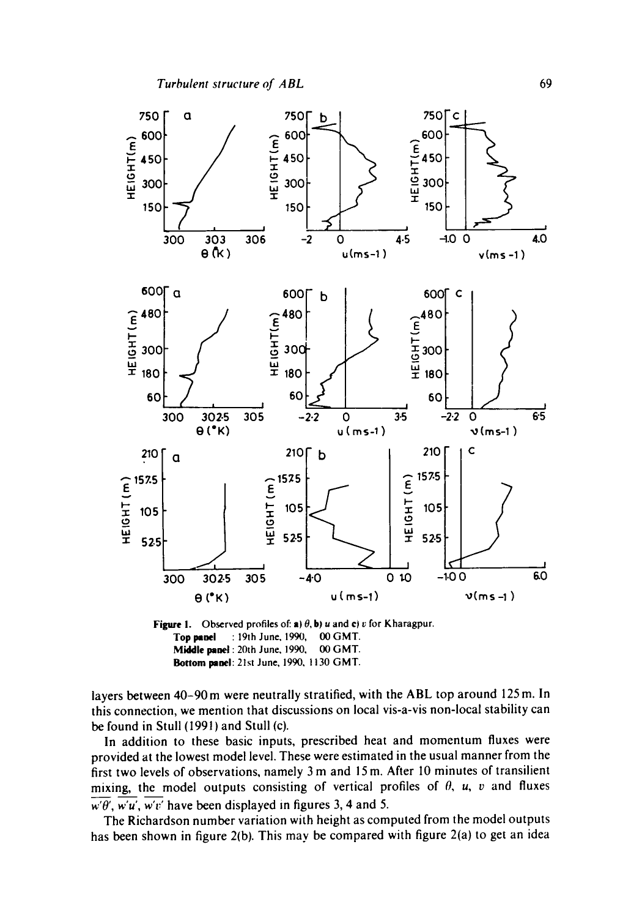**Figure 1.** Observed profiles of: **a)** $\theta$, **b)** $u$ and **c)** $v$ for Kharagpur.
**Top panel** : 19th June, 1990, 00 GMT.
**Middle panel** : 20th June, 1990, 00 GMT.
**Bottom panel**: 21st June, 1990, 1130 GMT.

layers between 40–90 m were neutrally stratified, with the ABL top around 125 m. In this connection, we mention that discussions on local vis-a-vis non-local stability can be found in Stull (1991) and Stull (c).

In addition to these basic inputs, prescribed heat and momentum fluxes were provided at the lowest model level. These were estimated in the usual manner from the first two levels of observations, namely 3 m and 15 m. After 10 minutes of transilient mixing, the model outputs consisting of vertical profiles of $\theta$, $u$, $v$ and fluxes $\overline{w'\theta'}$, $\overline{w'u'}$, $\overline{w'v'}$ have been displayed in figures 3, 4 and 5.

The Richardson number variation with height as computed from the model outputs has been shown in figure 2(b). This may be compared with figure 2(a) to get an idea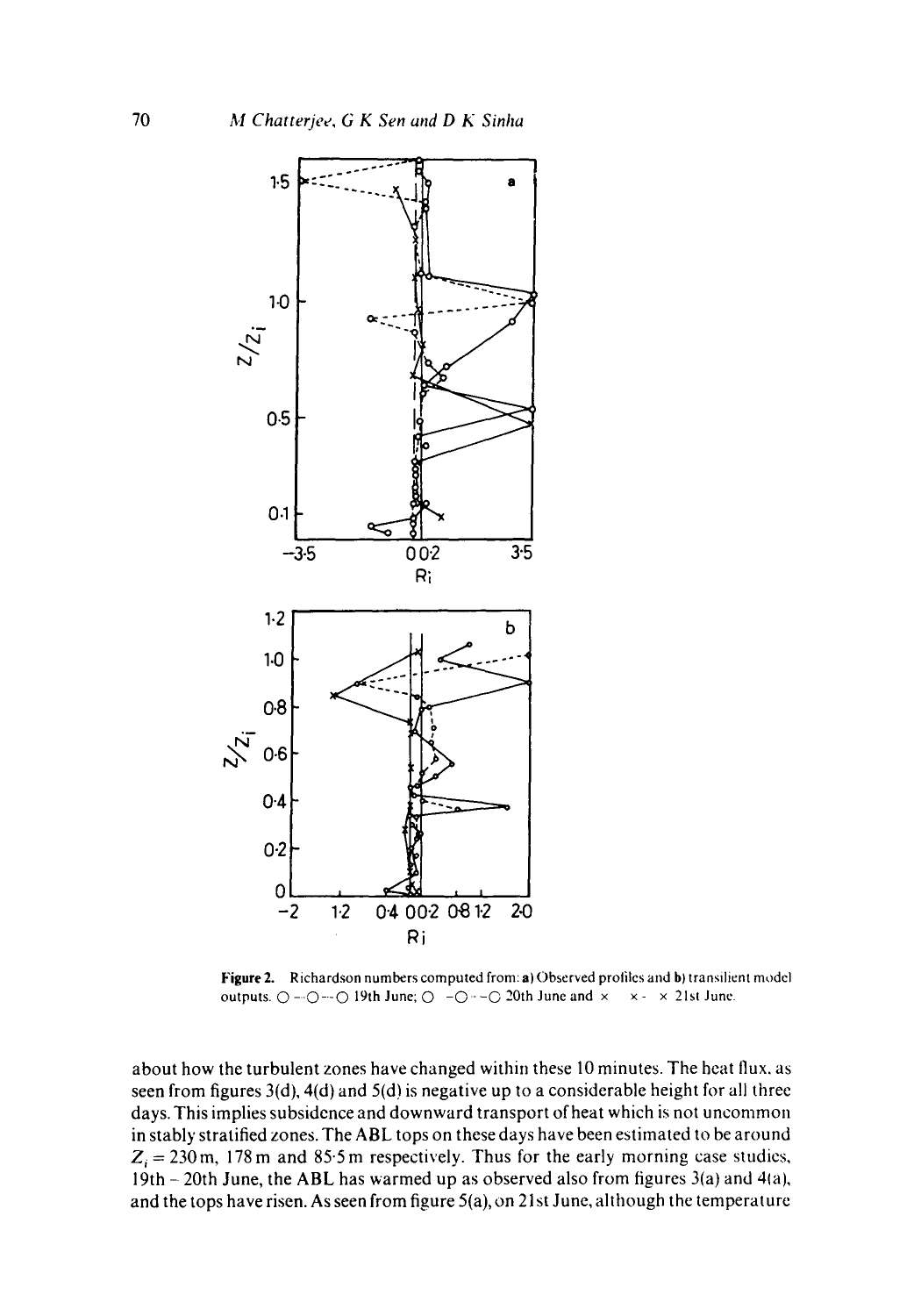**Figure 2.** Richardson numbers computed from: **a)** Observed profiles and **b)** transilient model outputs. ○ —○—○ 19th June; ○ -○- -○ 20th June and × ×- × 21st June.

about how the turbulent zones have changed within these 10 minutes. The heat flux, as seen from figures 3(d), 4(d) and 5(d) is negative up to a considerable height for all three days. This implies subsidence and downward transport of heat which is not uncommon in stably stratified zones. The ABL tops on these days have been estimated to be around $Z_i = 230$ m, 178 m and 85·5 m respectively. Thus for the early morning case studies, 19th – 20th June, the ABL has warmed up as observed also from figures 3(a) and 4(a), and the tops have risen. As seen from figure 5(a), on 21st June, although the temperature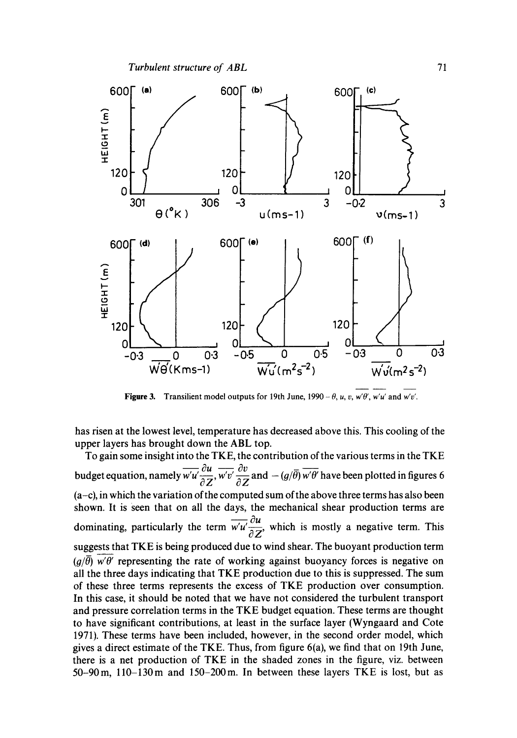**Figure 3.** Transilient model outputs for 19th June, 1990 – $\theta$, $u$, $v$, $\overline{w'\theta'}$, $\overline{w'u'}$ and $\overline{w'v'}$.

has risen at the lowest level, temperature has decreased above this. This cooling of the upper layers has brought down the ABL top.

To gain some insight into the TKE, the contribution of the various terms in the TKE budget equation, namely $\overline{w'u'}\frac{\partial u}{\partial Z}$, $\overline{w'v'}\frac{\partial v}{\partial Z}$ and $-(g/\bar{\theta})\,\overline{w'\theta'}$ have been plotted in figures 6 (a–c), in which the variation of the computed sum of the above three terms has also been shown. It is seen that on all the days, the mechanical shear production terms are dominating, particularly the term $\overline{w'u'}\frac{\partial u}{\partial Z}$, which is mostly a negative term. This suggests that TKE is being produced due to wind shear. The buoyant production term $(g/\bar{\theta})\,\overline{w'\theta'}$ representing the rate of working against buoyancy forces is negative on all the three days indicating that TKE production due to this is suppressed. The sum of these three terms represents the excess of TKE production over consumption. In this case, it should be noted that we have not considered the turbulent transport and pressure correlation terms in the TKE budget equation. These terms are thought to have significant contributions, at least in the surface layer (Wyngaard and Cote 1971). These terms have been included, however, in the second order model, which gives a direct estimate of the TKE. Thus, from figure 6(a), we find that on 19th June, there is a net production of TKE in the shaded zones in the figure, viz. between 50–90 m, 110–130 m and 150–200 m. In between these layers TKE is lost, but as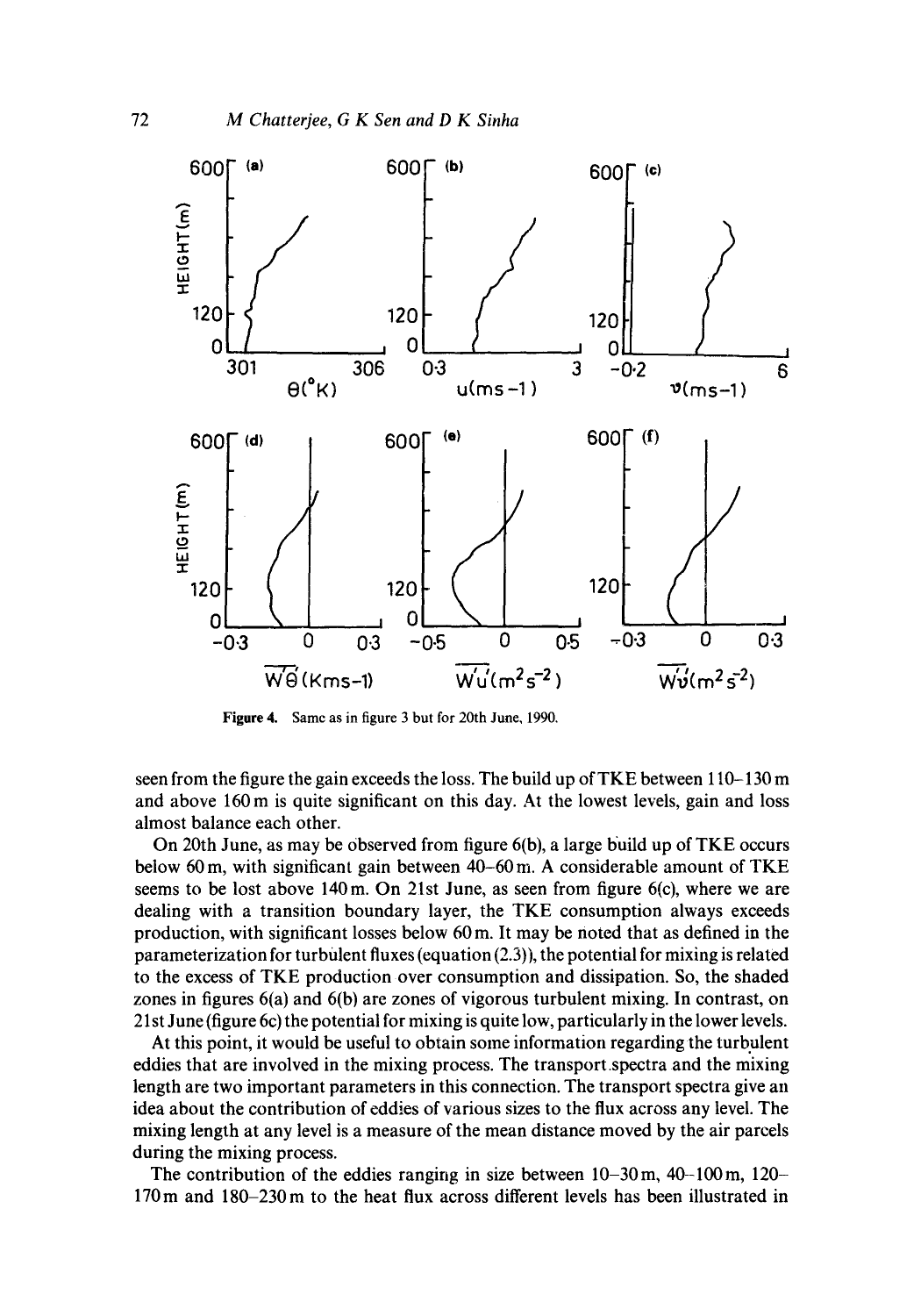Figure 4. Same as in figure 3 but for 20th June, 1990.

seen from the figure the gain exceeds the loss. The build up of TKE between 110–130 m and above 160 m is quite significant on this day. At the lowest levels, gain and loss almost balance each other.

On 20th June, as may be observed from figure 6(b), a large build up of TKE occurs below 60 m, with significant gain between 40–60 m. A considerable amount of TKE seems to be lost above 140 m. On 21st June, as seen from figure 6(c), where we are dealing with a transition boundary layer, the TKE consumption always exceeds production, with significant losses below 60 m. It may be noted that as defined in the parameterization for turbulent fluxes (equation (2.3)), the potential for mixing is related to the excess of TKE production over consumption and dissipation. So, the shaded zones in figures 6(a) and 6(b) are zones of vigorous turbulent mixing. In contrast, on 21st June (figure 6c) the potential for mixing is quite low, particularly in the lower levels.

At this point, it would be useful to obtain some information regarding the turbulent eddies that are involved in the mixing process. The transport spectra and the mixing length are two important parameters in this connection. The transport spectra give an idea about the contribution of eddies of various sizes to the flux across any level. The mixing length at any level is a measure of the mean distance moved by the air parcels during the mixing process.

The contribution of the eddies ranging in size between 10–30 m, 40–100 m, 120–170 m and 180–230 m to the heat flux across different levels has been illustrated in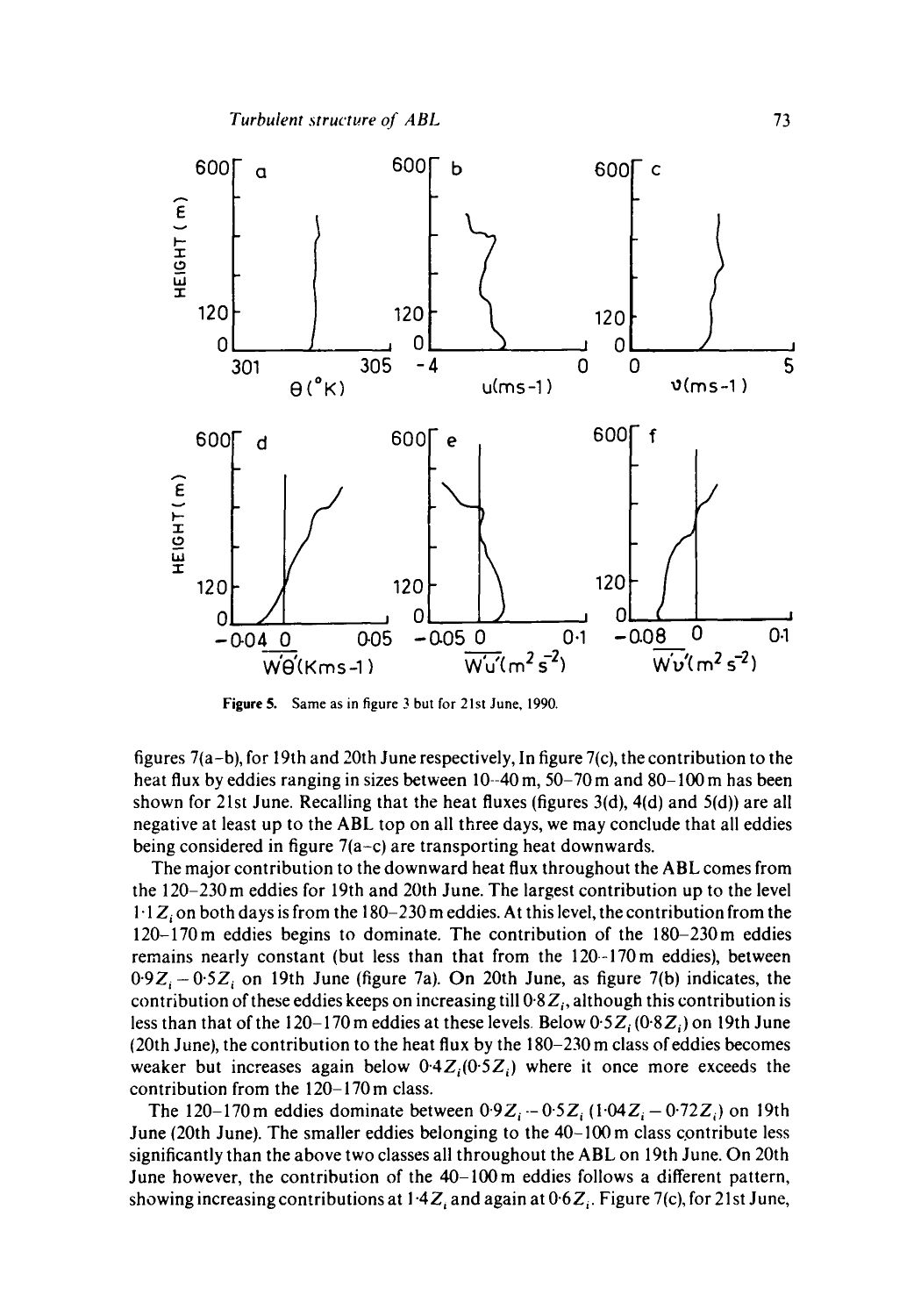**Figure 5.** Same as in figure 3 but for 21st June, 1990.

figures 7(a–b), for 19th and 20th June respectively, In figure 7(c), the contribution to the heat flux by eddies ranging in sizes between 10–40 m, 50–70 m and 80–100 m has been shown for 21st June. Recalling that the heat fluxes (figures 3(d), 4(d) and 5(d)) are all negative at least up to the ABL top on all three days, we may conclude that all eddies being considered in figure 7(a–c) are transporting heat downwards.

The major contribution to the downward heat flux throughout the ABL comes from the 120–230 m eddies for 19th and 20th June. The largest contribution up to the level $1{\cdot}1\,Z_i$ on both days is from the 180–230 m eddies. At this level, the contribution from the 120–170 m eddies begins to dominate. The contribution of the 180–230 m eddies remains nearly constant (but less than that from the 120–170 m eddies), between $0{\cdot}9Z_i - 0{\cdot}5Z_i$ on 19th June (figure 7a). On 20th June, as figure 7(b) indicates, the contribution of these eddies keeps on increasing till $0{\cdot}8\,Z_i$, although this contribution is less than that of the 120–170 m eddies at these levels. Below $0{\cdot}5\,Z_i$ ($0{\cdot}8\,Z_i$) on 19th June (20th June), the contribution to the heat flux by the 180–230 m class of eddies becomes weaker but increases again below $0{\cdot}4Z_i$($0{\cdot}5Z_i$) where it once more exceeds the contribution from the 120–170 m class.

The 120–170 m eddies dominate between $0{\cdot}9Z_i - 0{\cdot}5Z_i$ ($1{\cdot}04Z_i - 0{\cdot}72Z_i$) on 19th June (20th June). The smaller eddies belonging to the 40–100 m class contribute less significantly than the above two classes all throughout the ABL on 19th June. On 20th June however, the contribution of the 40–100 m eddies follows a different pattern, showing increasing contributions at $1{\cdot}4Z_i$ and again at $0{\cdot}6Z_i$. Figure 7(c), for 21st June,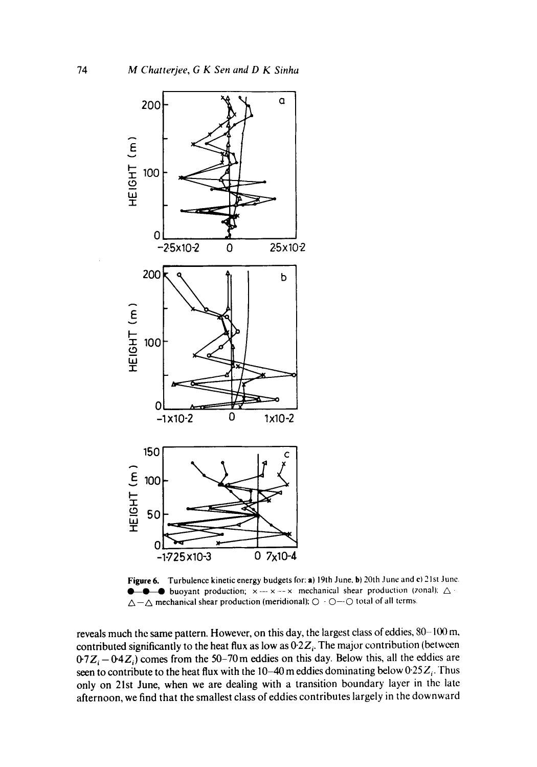**Figure 6.** Turbulence kinetic energy budgets for: **a)** 19th June, **b)** 20th June and **c)** 21st June. ●—●—● buoyant production; ×---×---× mechanical shear production (zonal); △ · △—△ mechanical shear production (meridional); ○ · ○—○ total of all terms.

reveals much the same pattern. However, on this day, the largest class of eddies, 80–100 m, contributed significantly to the heat flux as low as $0{\cdot}2Z_i$. The major contribution (between $0{\cdot}7Z_i - 0{\cdot}4Z_i$) comes from the 50–70 m eddies on this day. Below this, all the eddies are seen to contribute to the heat flux with the 10–40 m eddies dominating below $0{\cdot}25Z_i$. Thus only on 21st June, when we are dealing with a transition boundary layer in the late afternoon, we find that the smallest class of eddies contributes largely in the downward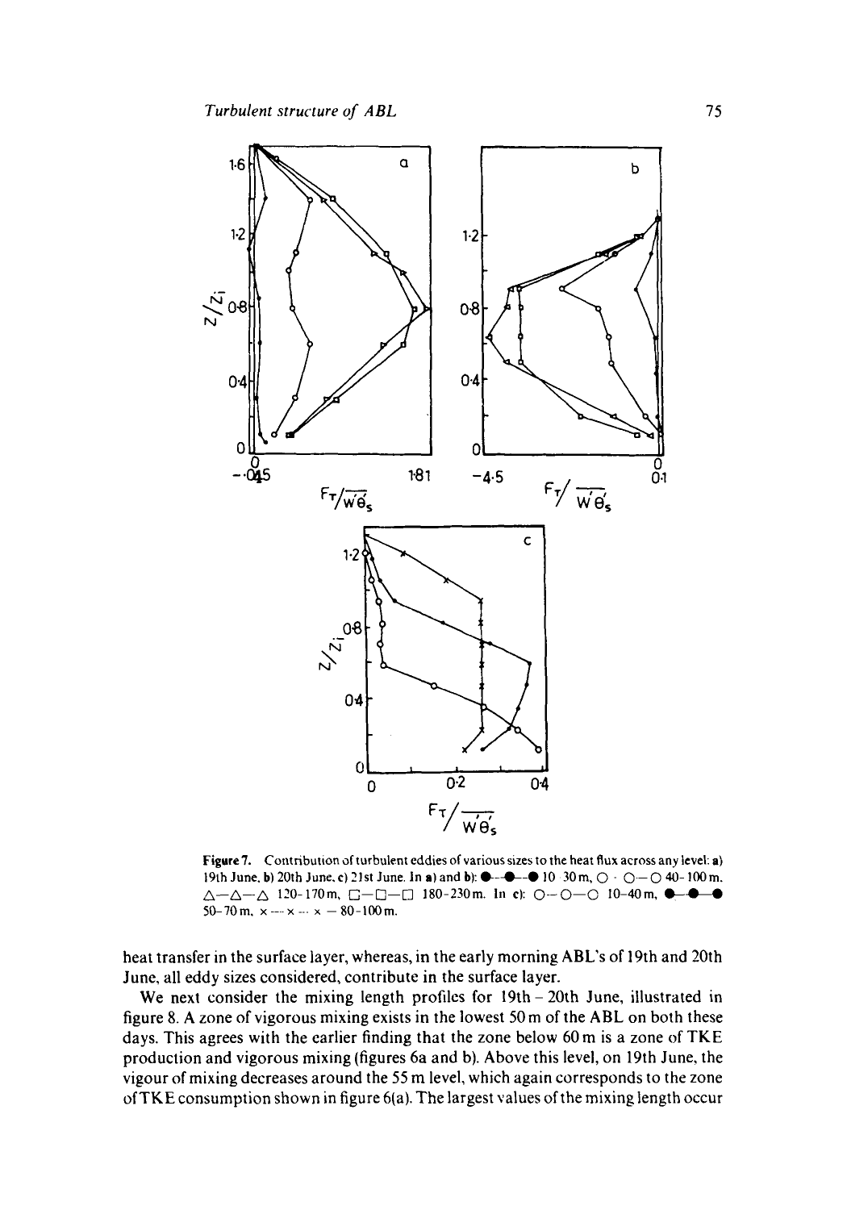**Figure 7.** Contribution of turbulent eddies of various sizes to the heat flux across any level: **a)** 19th June, **b)** 20th June, **c)** 21st June. In **a)** and **b)**: ●—●—● 10–30 m, ○—○—○ 40–100 m, △—△—△ 120–170 m, □—□—□ 180–230 m. In **c)**: ○—○—○ 10–40 m, ●—●—● 50–70 m, ×—×—× 80–100 m.

heat transfer in the surface layer, whereas, in the early morning ABL's of 19th and 20th June, all eddy sizes considered, contribute in the surface layer.

We next consider the mixing length profiles for 19th – 20th June, illustrated in figure 8. A zone of vigorous mixing exists in the lowest 50 m of the ABL on both these days. This agrees with the earlier finding that the zone below 60 m is a zone of TKE production and vigorous mixing (figures 6a and b). Above this level, on 19th June, the vigour of mixing decreases around the 55 m level, which again corresponds to the zone of TKE consumption shown in figure 6(a). The largest values of the mixing length occur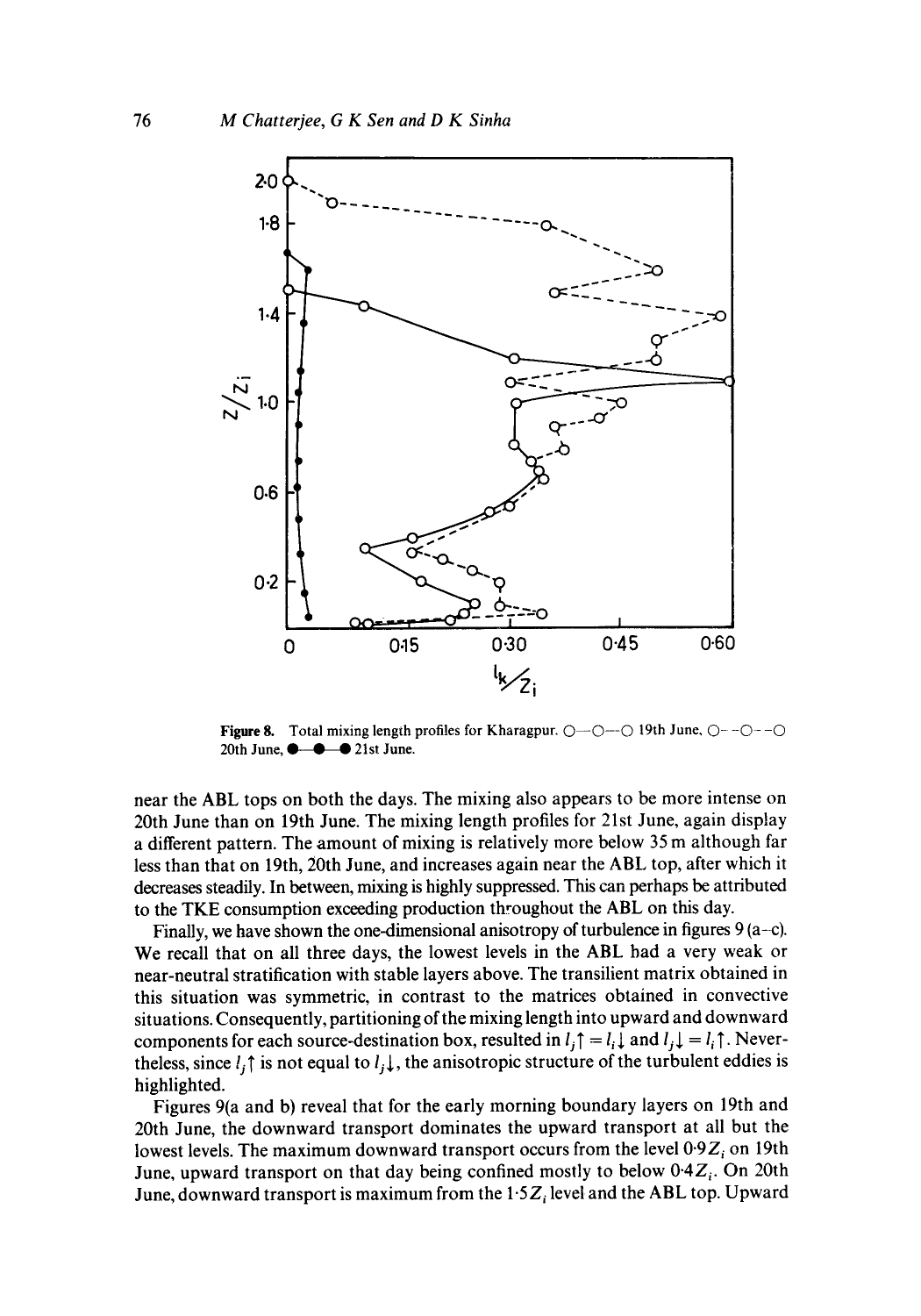**Figure 8.** Total mixing length profiles for Kharagpur. O—O—O 19th June, O- -O- -O 20th June, ●—●—● 21st June.

near the ABL tops on both the days. The mixing also appears to be more intense on 20th June than on 19th June. The mixing length profiles for 21st June, again display a different pattern. The amount of mixing is relatively more below 35 m although far less than that on 19th, 20th June, and increases again near the ABL top, after which it decreases steadily. In between, mixing is highly suppressed. This can perhaps be attributed to the TKE consumption exceeding production throughout the ABL on this day.

Finally, we have shown the one-dimensional anisotropy of turbulence in figures 9 (a–c). We recall that on all three days, the lowest levels in the ABL had a very weak or near-neutral stratification with stable layers above. The transilient matrix obtained in this situation was symmetric, in contrast to the matrices obtained in convective situations. Consequently, partitioning of the mixing length into upward and downward components for each source-destination box, resulted in $l_j\uparrow = l_i\downarrow$ and $l_j\downarrow = l_i\uparrow$. Nevertheless, since $l_j\uparrow$ is not equal to $l_j\downarrow$, the anisotropic structure of the turbulent eddies is highlighted.

Figures 9(a and b) reveal that for the early morning boundary layers on 19th and 20th June, the downward transport dominates the upward transport at all but the lowest levels. The maximum downward transport occurs from the level $0{\cdot}9Z_i$ on 19th June, upward transport on that day being confined mostly to below $0{\cdot}4Z_i$. On 20th June, downward transport is maximum from the $1{\cdot}5Z_i$ level and the ABL top. Upward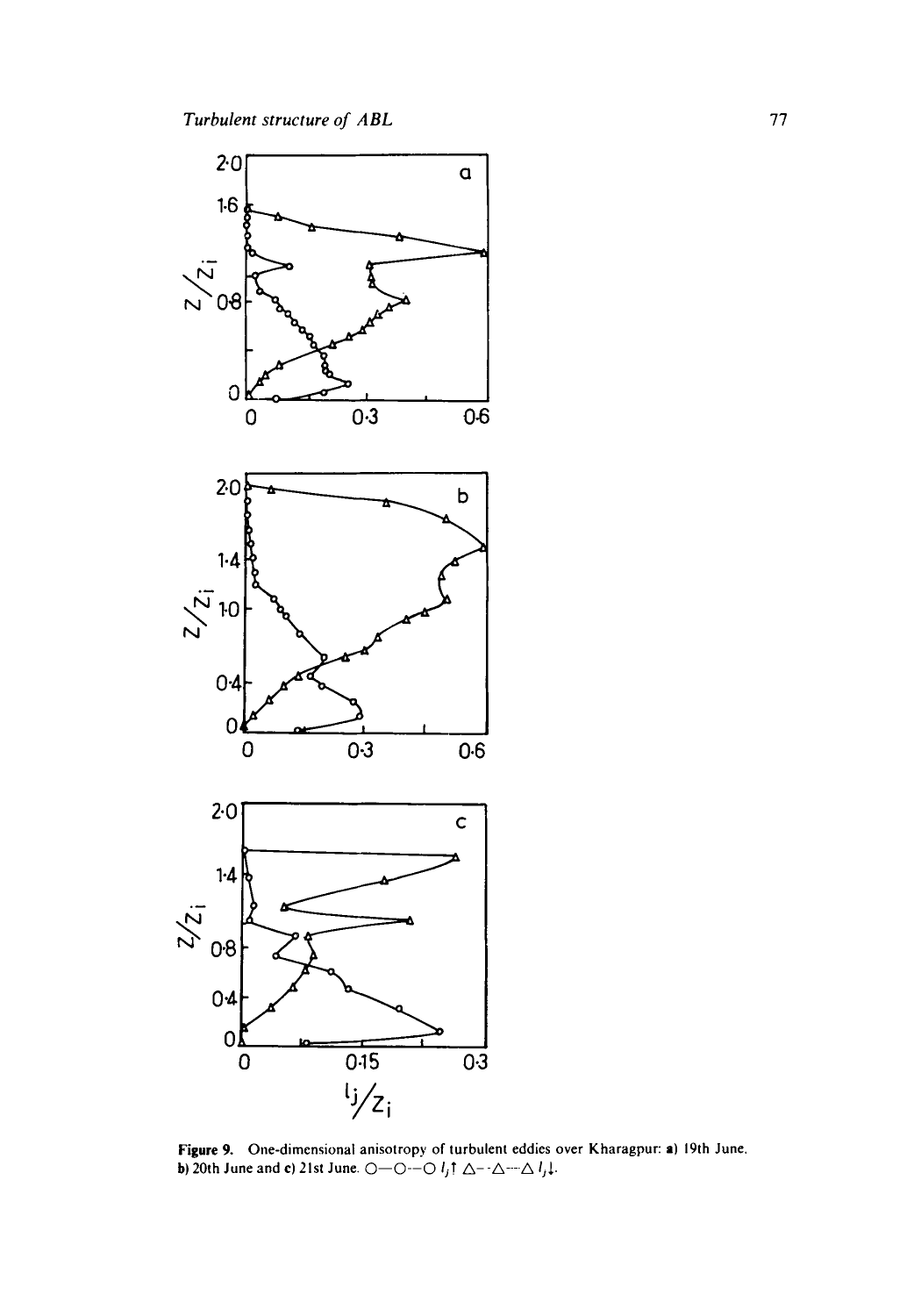**Figure 9.** One-dimensional anisotropy of turbulent eddies over Kharagpur: **a)** 19th June, **b)** 20th June and **c)** 21st June. ○—○—○ $l_j\uparrow$ △–·△–·△ $l_j\downarrow$.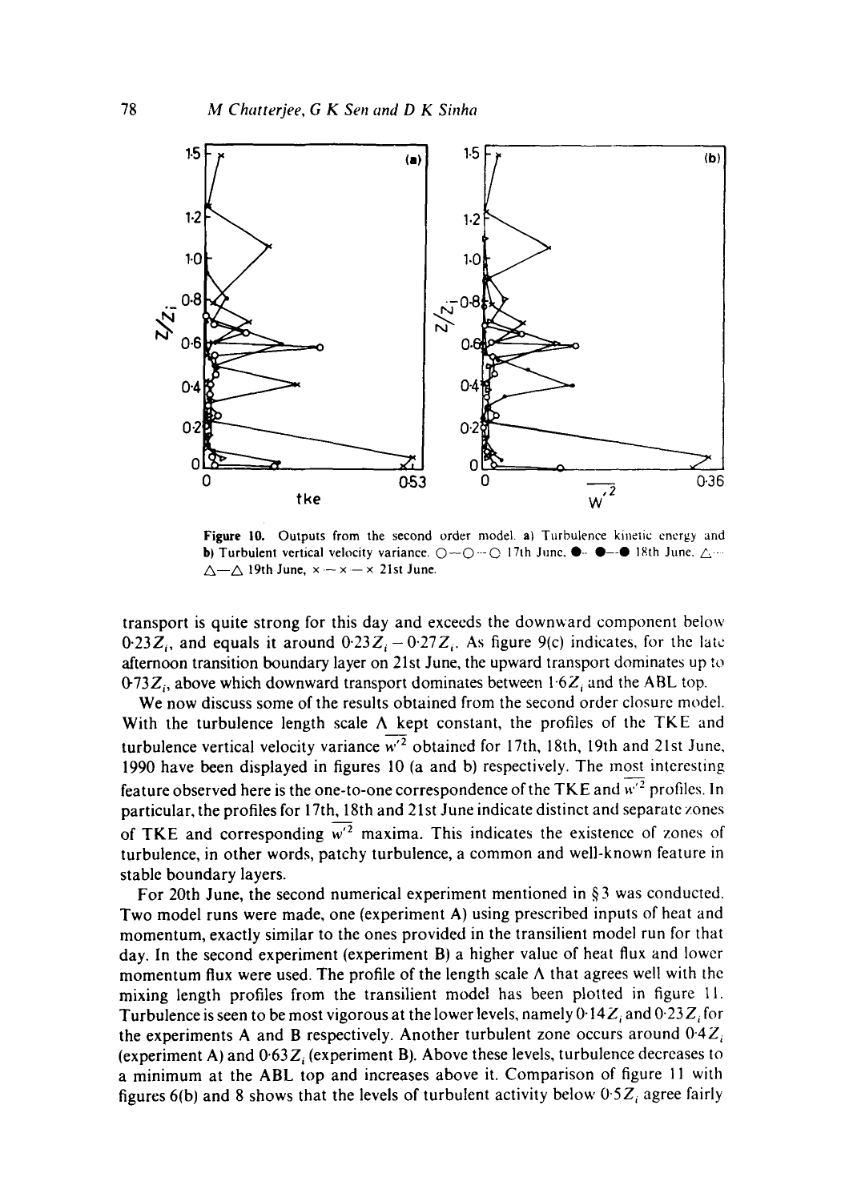**Figure 10.** Outputs from the second order model. a) Turbulence kinetic energy and b) Turbulent vertical velocity variance. ○—○—○ 17th June, ●—●—● 18th June, △—△—△ 19th June, ×—×—× 21st June.

transport is quite strong for this day and exceeds the downward component below $0.23Z_i$, and equals it around $0.23Z_i - 0.27Z_i$. As figure 9(c) indicates, for the late afternoon transition boundary layer on 21st June, the upward transport dominates up to $0.73Z_i$, above which downward transport dominates between $1.6Z_i$ and the ABL top.

We now discuss some of the results obtained from the second order closure model. With the turbulence length scale $\Lambda$ kept constant, the profiles of the TKE and turbulence vertical velocity variance $\overline{w'^2}$ obtained for 17th, 18th, 19th and 21st June, 1990 have been displayed in figures 10 (a and b) respectively. The most interesting feature observed here is the one-to-one correspondence of the TKE and $\overline{w'^2}$ profiles. In particular, the profiles for 17th, 18th and 21st June indicate distinct and separate zones of TKE and corresponding $\overline{w'^2}$ maxima. This indicates the existence of zones of turbulence, in other words, patchy turbulence, a common and well-known feature in stable boundary layers.

For 20th June, the second numerical experiment mentioned in § 3 was conducted. Two model runs were made, one (experiment A) using prescribed inputs of heat and momentum, exactly similar to the ones provided in the transilient model run for that day. In the second experiment (experiment B) a higher value of heat flux and lower momentum flux were used. The profile of the length scale $\Lambda$ that agrees well with the mixing length profiles from the transilient model has been plotted in figure 11. Turbulence is seen to be most vigorous at the lower levels, namely $0.14Z_i$ and $0.23Z_i$ for the experiments A and B respectively. Another turbulent zone occurs around $0.4Z_i$ (experiment A) and $0.63Z_i$ (experiment B). Above these levels, turbulence decreases to a minimum at the ABL top and increases above it. Comparison of figure 11 with figures 6(b) and 8 shows that the levels of turbulent activity below $0.5Z_i$ agree fairly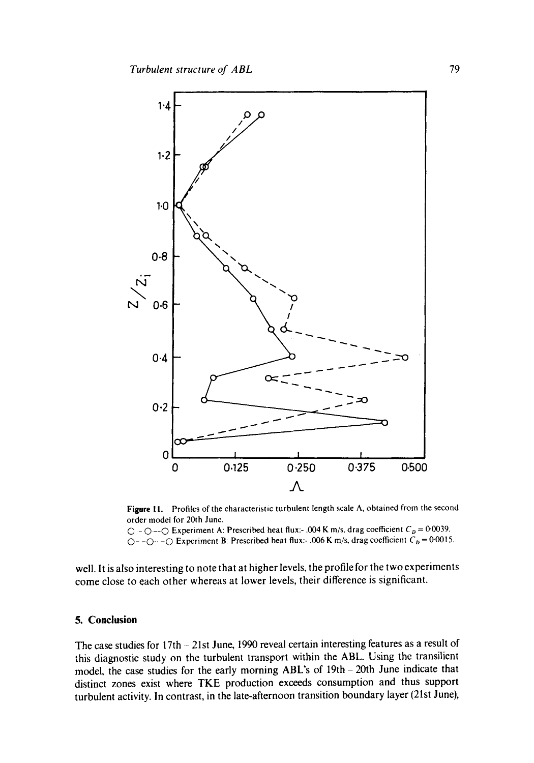**Figure 11.** Profiles of the characteristic turbulent length scale Λ, obtained from the second order model for 20th June.
○—○—○ Experiment A: Prescribed heat flux:- .004 K m/s, drag coefficient $C_D = 0{\cdot}0039$.
○- -○- -○ Experiment B: Prescribed heat flux:- .006 K m/s, drag coefficient $C_D = 0{\cdot}0015$.

well. It is also interesting to note that at higher levels, the profile for the two experiments come close to each other whereas at lower levels, their difference is significant.

## 5. Conclusion

The case studies for 17th – 21st June, 1990 reveal certain interesting features as a result of this diagnostic study on the turbulent transport within the ABL. Using the transilient model, the case studies for the early morning ABL's of 19th – 20th June indicate that distinct zones exist where TKE production exceeds consumption and thus support turbulent activity. In contrast, in the late-afternoon transition boundary layer (21st June),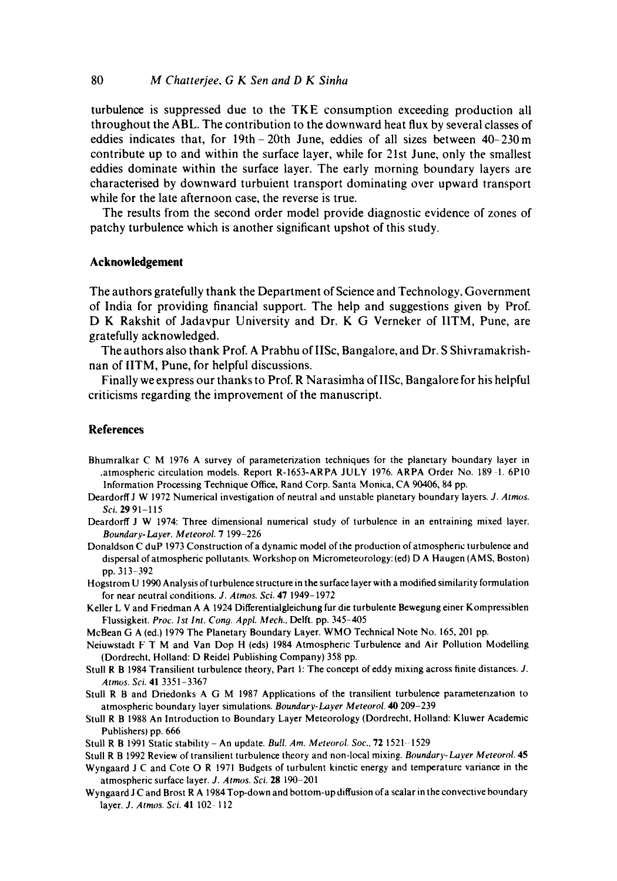turbulence is suppressed due to the TKE consumption exceeding production all throughout the ABL. The contribution to the downward heat flux by several classes of eddies indicates that, for 19th – 20th June, eddies of all sizes between 40–230 m contribute up to and within the surface layer, while for 21st June, only the smallest eddies dominate within the surface layer. The early morning boundary layers are characterised by downward turbulent transport dominating over upward transport while for the late afternoon case, the reverse is true.

The results from the second order model provide diagnostic evidence of zones of patchy turbulence which is another significant upshot of this study.

## Acknowledgement

The authors gratefully thank the Department of Science and Technology, Government of India for providing financial support. The help and suggestions given by Prof. D K Rakshit of Jadavpur University and Dr. K G Verneker of IITM, Pune, are gratefully acknowledged.

The authors also thank Prof. A Prabhu of IISc, Bangalore, and Dr. S Shivramakrishnan of IITM, Pune, for helpful discussions.

Finally we express our thanks to Prof. R Narasimha of IISc, Bangalore for his helpful criticisms regarding the improvement of the manuscript.

## References

Bhumralkar C M 1976 A survey of parameterization techniques for the planetary boundary layer in atmospheric circulation models. Report R-1653-ARPA JULY 1976. ARPA Order No. 189-1. 6P10 Information Processing Technique Office, Rand Corp. Santa Monica, CA 90406, 84 pp.

Deardorff J W 1972 Numerical investigation of neutral and unstable planetary boundary layers. *J. Atmos. Sci.* **29** 91–115

Deardorff J W 1974: Three dimensional numerical study of turbulence in an entraining mixed layer. *Boundary-Layer. Meteorol.* **7** 199–226

Donaldson C duP 1973 Construction of a dynamic model of the production of atmospheric turbulence and dispersal of atmospheric pollutants. Workshop on Micrometeorology: (ed) D A Haugen (AMS, Boston) pp. 313–392

Hogstrom U 1990 Analysis of turbulence structure in the surface layer with a modified similarity formulation for near neutral conditions. *J. Atmos. Sci.* **47** 1949–1972

Keller L V and Friedman A A 1924 Differentialgleichung fur die turbulente Bewegung einer Kompressiblen Flussigkeit. *Proc. 1st Int. Cong. Appl. Mech.*, Delft. pp. 345–405

McBean G A (ed.) 1979 The Planetary Boundary Layer. WMO Technical Note No. 165, 201 pp.

Neiuwstadt F T M and Van Dop H (eds) 1984 Atmospheric Turbulence and Air Pollution Modelling (Dordrecht, Holland: D Reidel Publishing Company) 358 pp.

Stull R B 1984 Transilient turbulence theory, Part 1: The concept of eddy mixing across finite distances. *J. Atmos. Sci.* **41** 3351–3367

Stull R B and Driedonks A G M 1987 Applications of the transilient turbulence parameterization to atmospheric boundary layer simulations. *Boundary-Layer Meteorol.* **40** 209–239

Stull R B 1988 An Introduction to Boundary Layer Meteorology (Dordrecht, Holland: Kluwer Academic Publishers) pp. 666

Stull R B 1991 Static stability – An update. *Bull. Am. Meteorol. Soc.*, **72** 1521–1529

Stull R B 1992 Review of transilient turbulence theory and non-local mixing. *Boundary-Layer Meteorol.* **45**

Wyngaard J C and Cote O R 1971 Budgets of turbulent kinetic energy and temperature variance in the atmospheric surface layer. *J. Atmos. Sci.* **28** 190–201

Wyngaard J C and Brost R A 1984 Top-down and bottom-up diffusion of a scalar in the convective boundary layer. *J. Atmos. Sci.* **41** 102–112